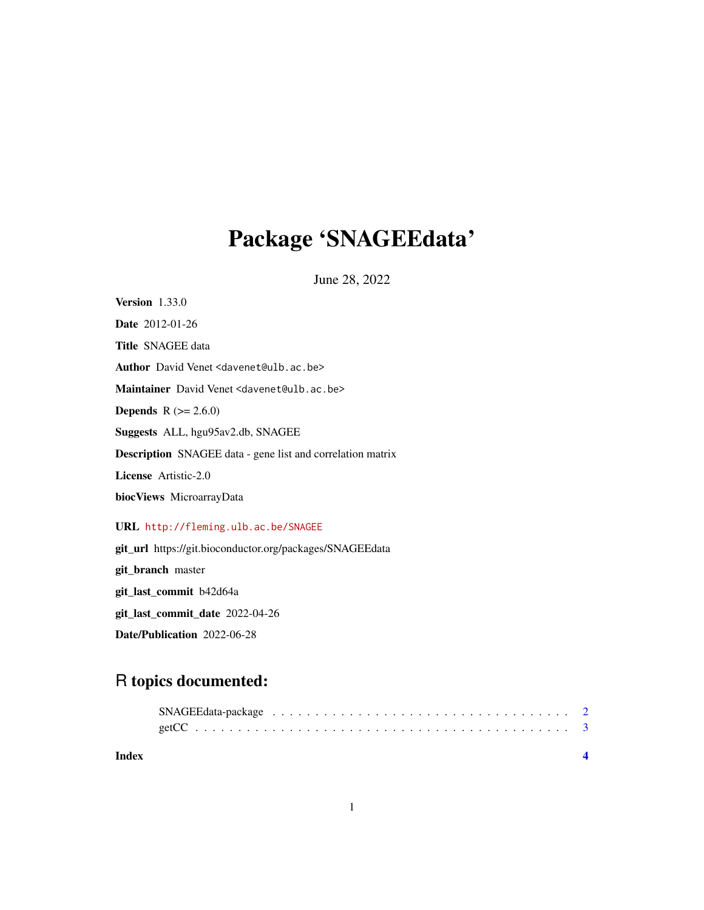# Package 'SNAGEEdata'

June 28, 2022

**Version** 1.33.0

**Date** 2012-01-26

**Title** SNAGEE data

**Author** David Venet <davenet@ulb.ac.be>

**Maintainer** David Venet <davenet@ulb.ac.be>

**Depends** R (>= 2.6.0)

**Suggests** ALL, hgu95av2.db, SNAGEE

**Description** SNAGEE data - gene list and correlation matrix

**License** Artistic-2.0

**biocViews** MicroarrayData

**URL** http://fleming.ulb.ac.be/SNAGEE

**git_url** https://git.bioconductor.org/packages/SNAGEEdata

**git_branch** master

**git_last_commit** b42d64a

**git_last_commit_date** 2022-04-26

**Date/Publication** 2022-06-28

## R topics documented:

SNAGEEdata-package . . . . . . . . . . . . . . . . . . . . . . . . . . . . . . . . . . 2
getCC . . . . . . . . . . . . . . . . . . . . . . . . . . . . . . . . . . . . . . . . . . 3

**Index** **4**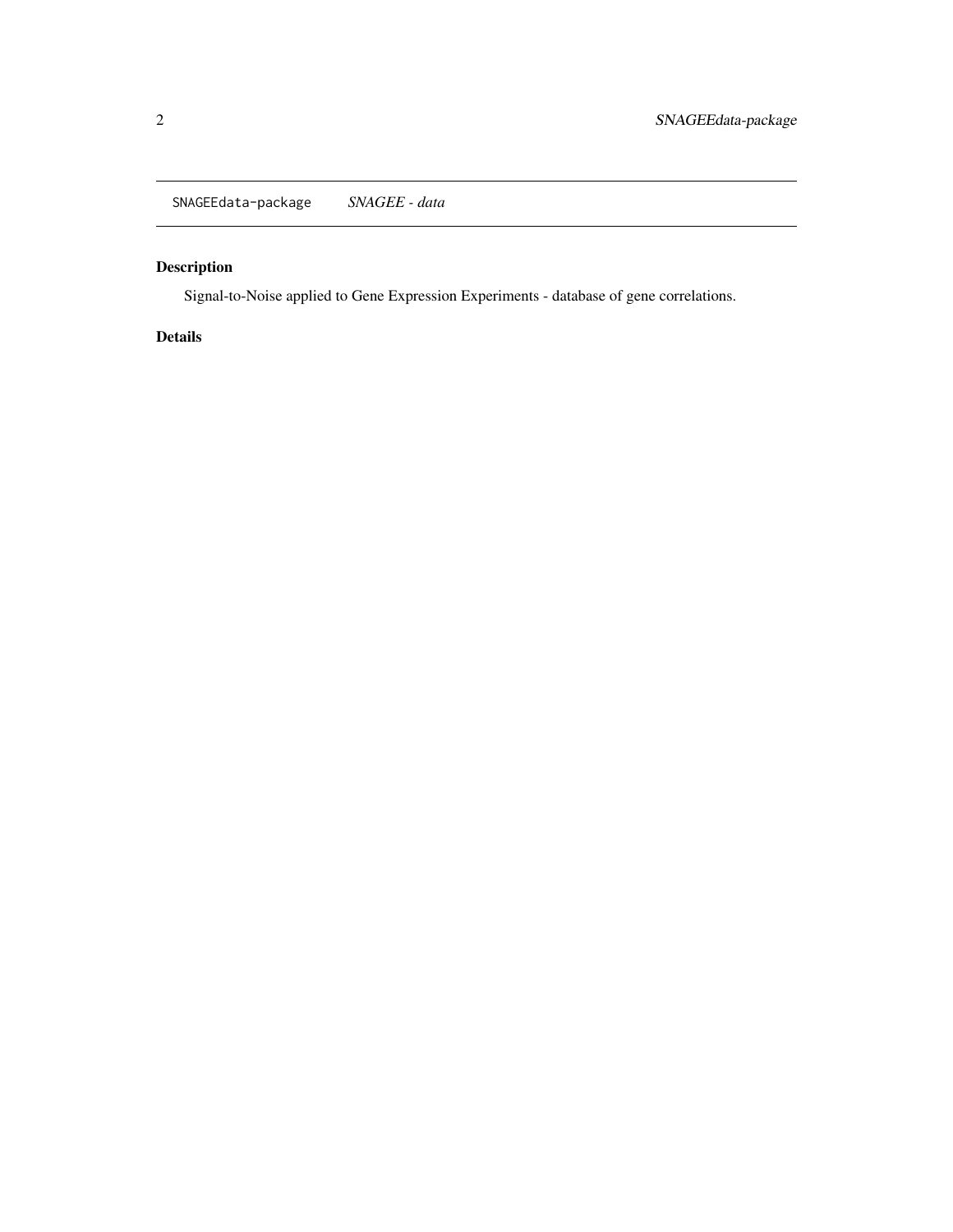SNAGEEdata-package *SNAGEE - data*

## Description

Signal-to-Noise applied to Gene Expression Experiments - database of gene correlations.

## Details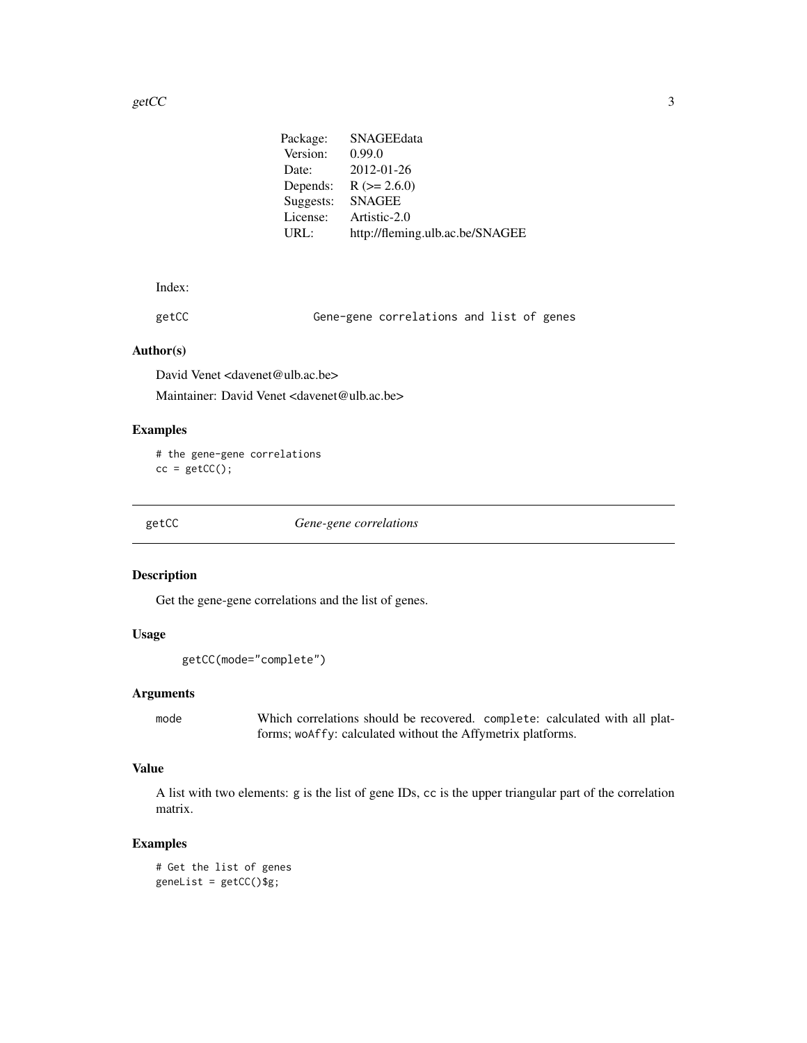| | |
|---|---|
| Package: | SNAGEEdata |
| Version: | 0.99.0 |
| Date: | 2012-01-26 |
| Depends: | R (>= 2.6.0) |
| Suggests: | SNAGEE |
| License: | Artistic-2.0 |
| URL: | http://fleming.ulb.ac.be/SNAGEE |

Index:

```
getCC                   Gene-gene correlations and list of genes
```

### Author(s)

David Venet <davenet@ulb.ac.be>

Maintainer: David Venet <davenet@ulb.ac.be>

### Examples

```
# the gene-gene correlations
cc = getCC();
```

---

## getCC *Gene-gene correlations*

---

### Description

Get the gene-gene correlations and the list of genes.

### Usage

```
getCC(mode="complete")
```

### Arguments

| | |
|---|---|
| mode | Which correlations should be recovered. `complete`: calculated with all platforms; `woAffy`: calculated without the Affymetrix platforms. |

### Value

A list with two elements: g is the list of gene IDs, `cc` is the upper triangular part of the correlation matrix.

### Examples

```
# Get the list of genes
geneList = getCC()$g;
```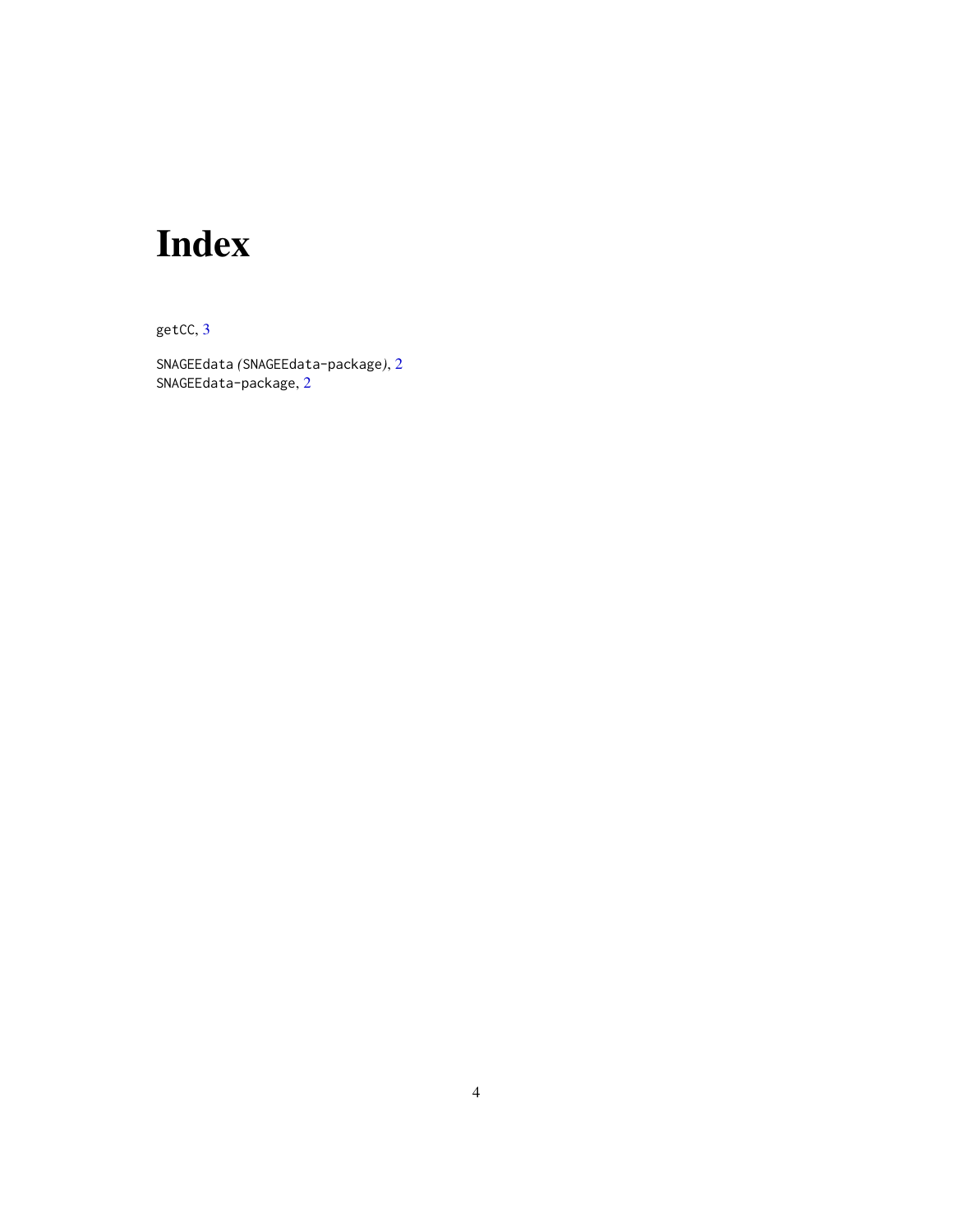# Index

getCC, 3

SNAGEEdata (SNAGEEdata-package), 2
SNAGEEdata-package, 2